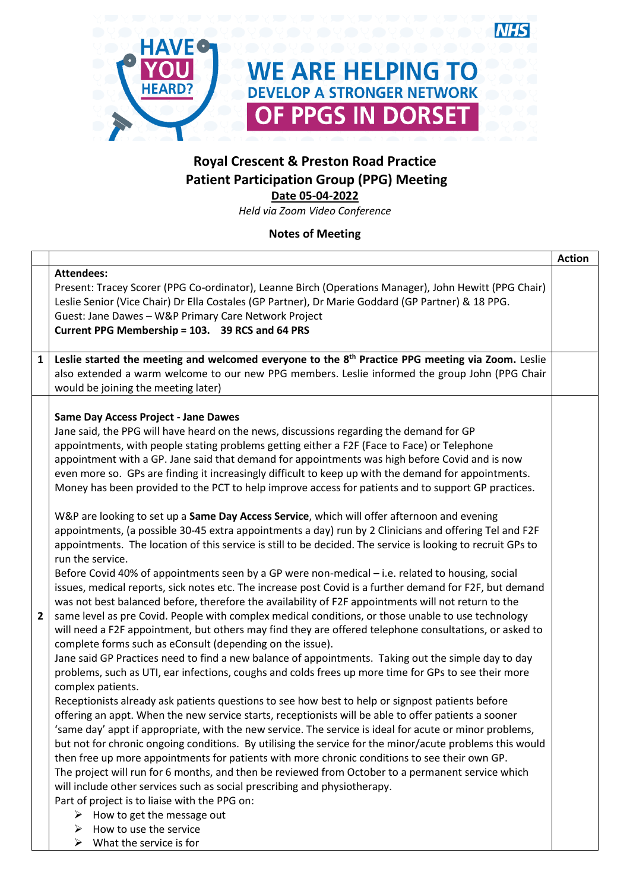HAVE YOU HEARD?

WE ARE HELPING TO DEVELOP A STRONGER NETWORK OF PPGS IN DORSET

NHS

# Royal Crescent & Preston Road Practice
## Patient Participation Group (PPG) Meeting
**Date 05-04-2022**

*Held via Zoom Video Conference*

**Notes of Meeting**

| | | Action |
|---|---|---|
| | **Attendees:**<br>Present: Tracey Scorer (PPG Co-ordinator), Leanne Birch (Operations Manager), John Hewitt (PPG Chair) Leslie Senior (Vice Chair) Dr Ella Costales (GP Partner), Dr Marie Goddard (GP Partner) & 18 PPG.<br>Guest: Jane Dawes – W&P Primary Care Network Project<br>**Current PPG Membership = 103. 39 RCS and 64 PRS** | |
| 1 | **Leslie started the meeting and welcomed everyone to the 8th Practice PPG meeting via Zoom.** Leslie also extended a warm welcome to our new PPG members. Leslie informed the group John (PPG Chair would be joining the meeting later) | |
| 2 | **Same Day Access Project - Jane Dawes**<br>Jane said, the PPG will have heard on the news, discussions regarding the demand for GP appointments, with people stating problems getting either a F2F (Face to Face) or Telephone appointment with a GP. Jane said that demand for appointments was high before Covid and is now even more so. GPs are finding it increasingly difficult to keep up with the demand for appointments. Money has been provided to the PCT to help improve access for patients and to support GP practices.<br><br>W&P are looking to set up a **Same Day Access Service**, which will offer afternoon and evening appointments, (a possible 30-45 extra appointments a day) run by 2 Clinicians and offering Tel and F2F appointments. The location of this service is still to be decided. The service is looking to recruit GPs to run the service.<br>Before Covid 40% of appointments seen by a GP were non-medical – i.e. related to housing, social issues, medical reports, sick notes etc. The increase post Covid is a further demand for F2F, but demand was not best balanced before, therefore the availability of F2F appointments will not return to the same level as pre Covid. People with complex medical conditions, or those unable to use technology will need a F2F appointment, but others may find they are offered telephone consultations, or asked to complete forms such as eConsult (depending on the issue).<br>Jane said GP Practices need to find a new balance of appointments. Taking out the simple day to day problems, such as UTI, ear infections, coughs and colds frees up more time for GPs to see their more complex patients.<br>Receptionists already ask patients questions to see how best to help or signpost patients before offering an appt. When the new service starts, receptionists will be able to offer patients a sooner 'same day' appt if appropriate, with the new service. The service is ideal for acute or minor problems, but not for chronic ongoing conditions. By utilising the service for the minor/acute problems this would then free up more appointments for patients with more chronic conditions to see their own GP.<br>The project will run for 6 months, and then be reviewed from October to a permanent service which will include other services such as social prescribing and physiotherapy.<br>Part of project is to liaise with the PPG on:<br>➢ How to get the message out<br>➢ How to use the service<br>➢ What the service is for | |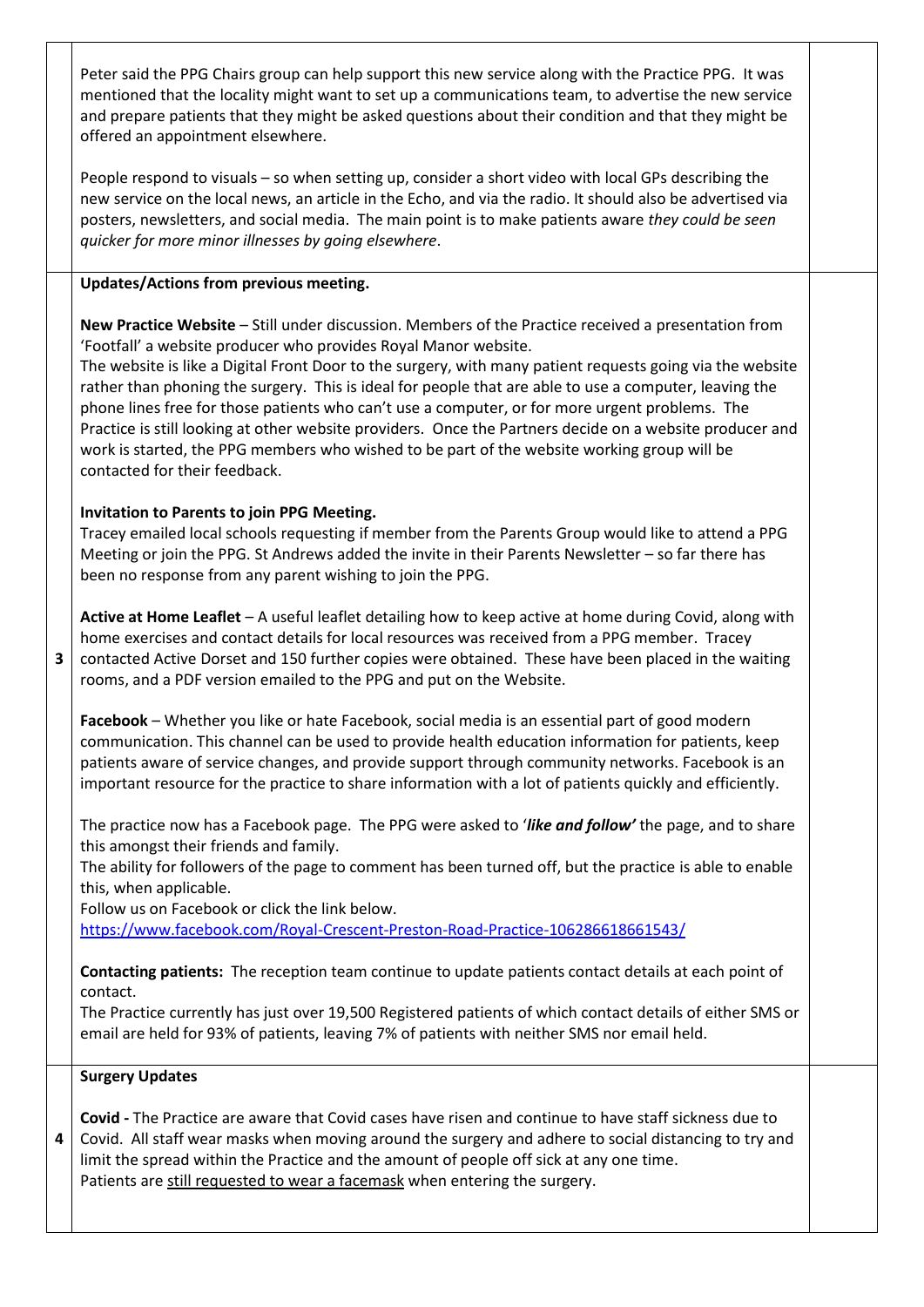Peter said the PPG Chairs group can help support this new service along with the Practice PPG. It was mentioned that the locality might want to set up a communications team, to advertise the new service and prepare patients that they might be asked questions about their condition and that they might be offered an appointment elsewhere.

People respond to visuals – so when setting up, consider a short video with local GPs describing the new service on the local news, an article in the Echo, and via the radio. It should also be advertised via posters, newsletters, and social media. The main point is to make patients aware *they could be seen quicker for more minor illnesses by going elsewhere*.

## 3 Updates/Actions from previous meeting.

**New Practice Website** – Still under discussion. Members of the Practice received a presentation from 'Footfall' a website producer who provides Royal Manor website.
The website is like a Digital Front Door to the surgery, with many patient requests going via the website rather than phoning the surgery. This is ideal for people that are able to use a computer, leaving the phone lines free for those patients who can't use a computer, or for more urgent problems. The Practice is still looking at other website providers. Once the Partners decide on a website producer and work is started, the PPG members who wished to be part of the website working group will be contacted for their feedback.

**Invitation to Parents to join PPG Meeting.**
Tracey emailed local schools requesting if member from the Parents Group would like to attend a PPG Meeting or join the PPG. St Andrews added the invite in their Parents Newsletter – so far there has been no response from any parent wishing to join the PPG.

**Active at Home Leaflet** – A useful leaflet detailing how to keep active at home during Covid, along with home exercises and contact details for local resources was received from a PPG member. Tracey contacted Active Dorset and 150 further copies were obtained. These have been placed in the waiting rooms, and a PDF version emailed to the PPG and put on the Website.

**Facebook** – Whether you like or hate Facebook, social media is an essential part of good modern communication. This channel can be used to provide health education information for patients, keep patients aware of service changes, and provide support through community networks. Facebook is an important resource for the practice to share information with a lot of patients quickly and efficiently.

The practice now has a Facebook page. The PPG were asked to '***like and follow'*** the page, and to share this amongst their friends and family.
The ability for followers of the page to comment has been turned off, but the practice is able to enable this, when applicable.
Follow us on Facebook or click the link below.
https://www.facebook.com/Royal-Crescent-Preston-Road-Practice-106286618661543/

**Contacting patients:** The reception team continue to update patients contact details at each point of contact.
The Practice currently has just over 19,500 Registered patients of which contact details of either SMS or email are held for 93% of patients, leaving 7% of patients with neither SMS nor email held.

## 4 Surgery Updates

**Covid -** The Practice are aware that Covid cases have risen and continue to have staff sickness due to Covid. All staff wear masks when moving around the surgery and adhere to social distancing to try and limit the spread within the Practice and the amount of people off sick at any one time.
Patients are still requested to wear a facemask when entering the surgery.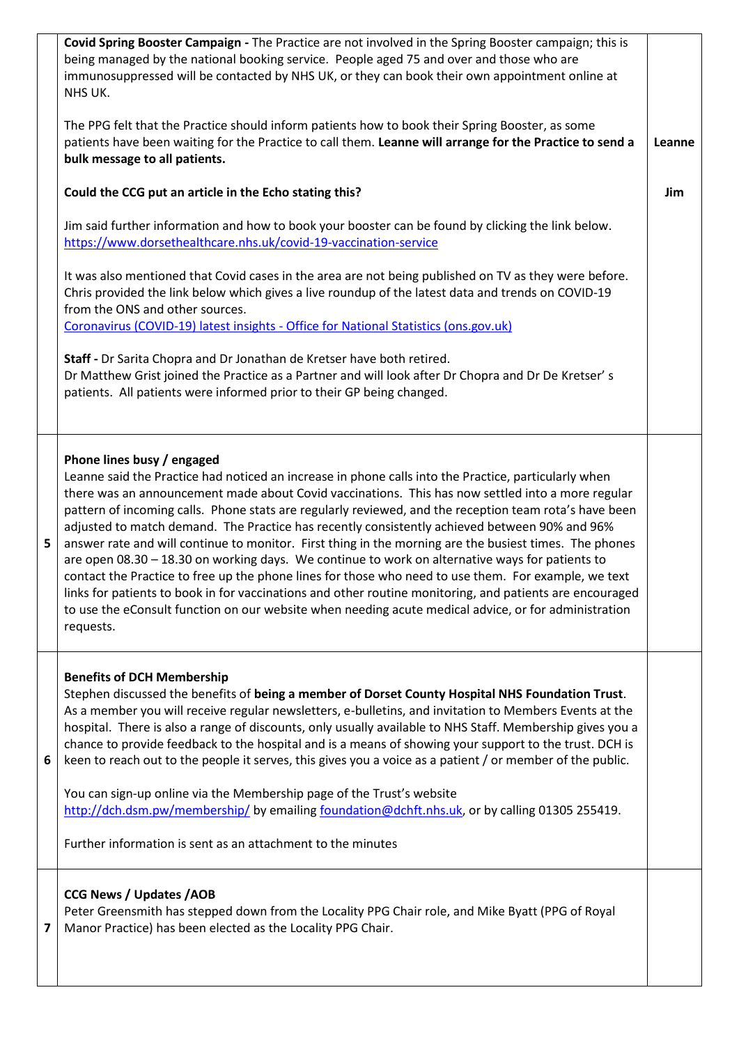| | | |
|---|---|---|
| | **Covid Spring Booster Campaign -** The Practice are not involved in the Spring Booster campaign; this is being managed by the national booking service. People aged 75 and over and those who are immunosuppressed will be contacted by NHS UK, or they can book their own appointment online at NHS UK.<br><br>The PPG felt that the Practice should inform patients how to book their Spring Booster, as some patients have been waiting for the Practice to call them. **Leanne will arrange for the Practice to send a bulk message to all patients.**<br><br>**Could the CCG put an article in the Echo stating this?**<br><br>Jim said further information and how to book your booster can be found by clicking the link below.<br>https://www.dorsethealthcare.nhs.uk/covid-19-vaccination-service<br><br>It was also mentioned that Covid cases in the area are not being published on TV as they were before. Chris provided the link below which gives a live roundup of the latest data and trends on COVID-19 from the ONS and other sources.<br>Coronavirus (COVID-19) latest insights - Office for National Statistics (ons.gov.uk)<br><br>**Staff -** Dr Sarita Chopra and Dr Jonathan de Kretser have both retired.<br>Dr Matthew Grist joined the Practice as a Partner and will look after Dr Chopra and Dr De Kretser' s patients. All patients were informed prior to their GP being changed. | **Leanne**<br><br>**Jim** |
| 5 | **Phone lines busy / engaged**<br>Leanne said the Practice had noticed an increase in phone calls into the Practice, particularly when there was an announcement made about Covid vaccinations. This has now settled into a more regular pattern of incoming calls. Phone stats are regularly reviewed, and the reception team rota's have been adjusted to match demand. The Practice has recently consistently achieved between 90% and 96% answer rate and will continue to monitor. First thing in the morning are the busiest times. The phones are open 08.30 – 18.30 on working days. We continue to work on alternative ways for patients to contact the Practice to free up the phone lines for those who need to use them. For example, we text links for patients to book in for vaccinations and other routine monitoring, and patients are encouraged to use the eConsult function on our website when needing acute medical advice, or for administration requests. | |
| 6 | **Benefits of DCH Membership**<br>Stephen discussed the benefits of **being a member of Dorset County Hospital NHS Foundation Trust**. As a member you will receive regular newsletters, e-bulletins, and invitation to Members Events at the hospital. There is also a range of discounts, only usually available to NHS Staff. Membership gives you a chance to provide feedback to the hospital and is a means of showing your support to the trust. DCH is keen to reach out to the people it serves, this gives you a voice as a patient / or member of the public.<br><br>You can sign-up online via the Membership page of the Trust's website<br>http://dch.dsm.pw/membership/ by emailing foundation@dchft.nhs.uk, or by calling 01305 255419.<br><br>Further information is sent as an attachment to the minutes | |
| 7 | **CCG News / Updates /AOB**<br>Peter Greensmith has stepped down from the Locality PPG Chair role, and Mike Byatt (PPG of Royal Manor Practice) has been elected as the Locality PPG Chair. | |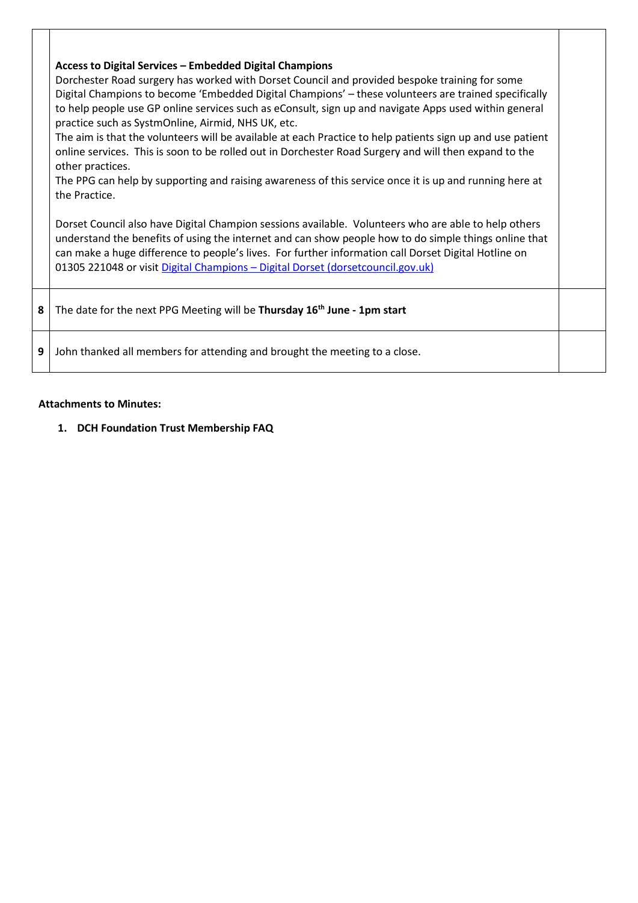| | | |
|---|---|---|
| | **Access to Digital Services – Embedded Digital Champions**<br>Dorchester Road surgery has worked with Dorset Council and provided bespoke training for some Digital Champions to become 'Embedded Digital Champions' – these volunteers are trained specifically to help people use GP online services such as eConsult, sign up and navigate Apps used within general practice such as SystmOnline, Airmid, NHS UK, etc.<br>The aim is that the volunteers will be available at each Practice to help patients sign up and use patient online services. This is soon to be rolled out in Dorchester Road Surgery and will then expand to the other practices.<br>The PPG can help by supporting and raising awareness of this service once it is up and running here at the Practice.<br><br>Dorset Council also have Digital Champion sessions available. Volunteers who are able to help others understand the benefits of using the internet and can show people how to do simple things online that can make a huge difference to people's lives. For further information call Dorset Digital Hotline on 01305 221048 or visit [Digital Champions – Digital Dorset (dorsetcouncil.gov.uk)](dorsetcouncil.gov.uk) | |
| 8 | The date for the next PPG Meeting will be **Thursday 16th June - 1pm start** | |
| 9 | John thanked all members for attending and brought the meeting to a close. | |

**Attachments to Minutes:**

1. **DCH Foundation Trust Membership FAQ**